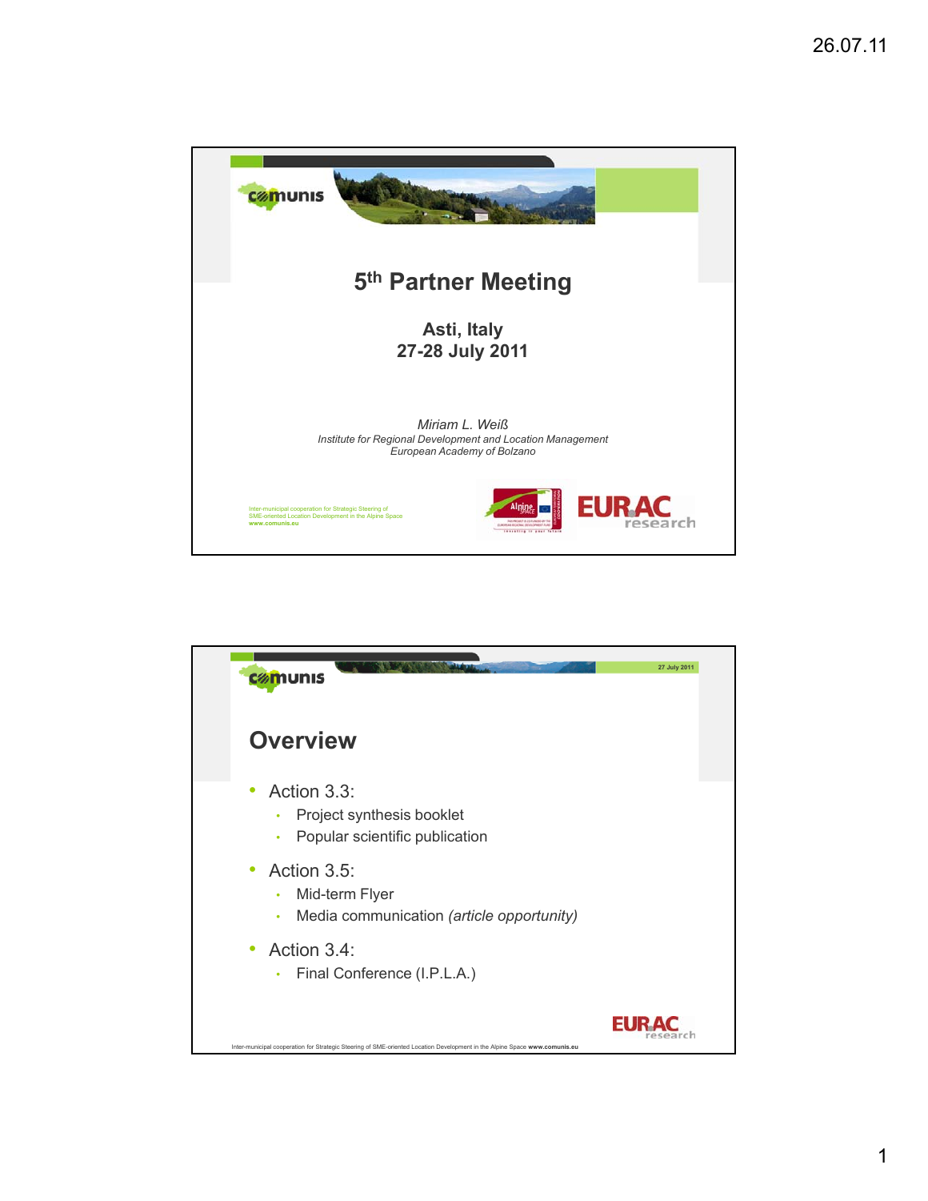# 5th Partner Meeting

**Asti, Italy**
**27-28 July 2011**

*Miriam L. Weiß*
*Institute for Regional Development and Location Management*
*European Academy of Bolzano*

Inter-municipal cooperation for Strategic Steering of SME-oriented Location Development in the Alpine Space
www.comunis.eu

27 July 2011

## Overview

- Action 3.3:
  - Project synthesis booklet
  - Popular scientific publication
- Action 3.5:
  - Mid-term Flyer
  - Media communication *(article opportunity)*
- Action 3.4:
  - Final Conference (I.P.L.A.)

Inter-municipal cooperation for Strategic Steering of SME-oriented Location Development in the Alpine Space www.comunis.eu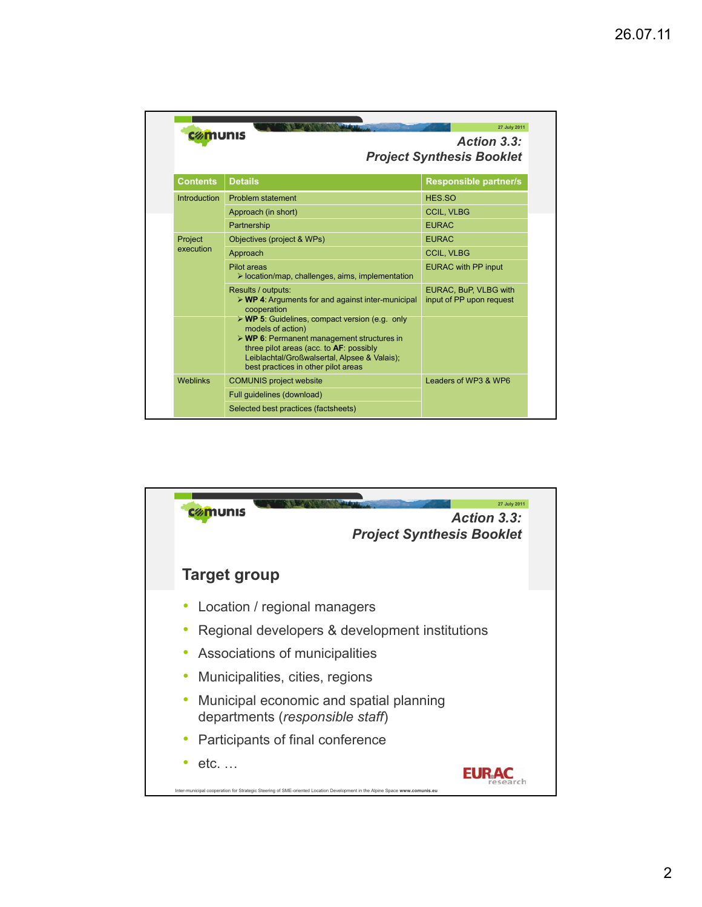## Action 3.3: Project Synthesis Booklet

27 July 2011

| Contents | Details | Responsible partner/s |
| --- | --- | --- |
| Introduction | Problem statement | HES.SO |
| | Approach (in short) | CCIL, VLBG |
| | Partnership | EURAC |
| Project execution | Objectives (project & WPs) | EURAC |
| | Approach | CCIL, VLBG |
| | Pilot areas<br>➢ location/map, challenges, aims, implementation | EURAC with PP input |
| | Results / outputs:<br>➢ **WP 4**: Arguments for and against inter-municipal cooperation | EURAC, BuP, VLBG with input of PP upon request |
| | ➢ **WP 5**: Guidelines, compact version (e.g. only models of action)<br>➢ **WP 6**: Permanent management structures in three pilot areas (acc. to **AF**: possibly Leiblachtal/Großwalsertal, Alpsee & Valais); best practices in other pilot areas | |
| Weblinks | COMUNIS project website | Leaders of WP3 & WP6 |
| | Full guidelines (download) | |
| | Selected best practices (factsheets) | |

## Action 3.3: Project Synthesis Booklet

27 July 2011

### Target group

- Location / regional managers
- Regional developers & development institutions
- Associations of municipalities
- Municipalities, cities, regions
- Municipal economic and spatial planning departments (*responsible staff*)
- Participants of final conference
- etc. …

EURAC research

Inter-municipal cooperation for Strategic Steering of SME-oriented Location Development in the Alpine Space **www.comunis.eu**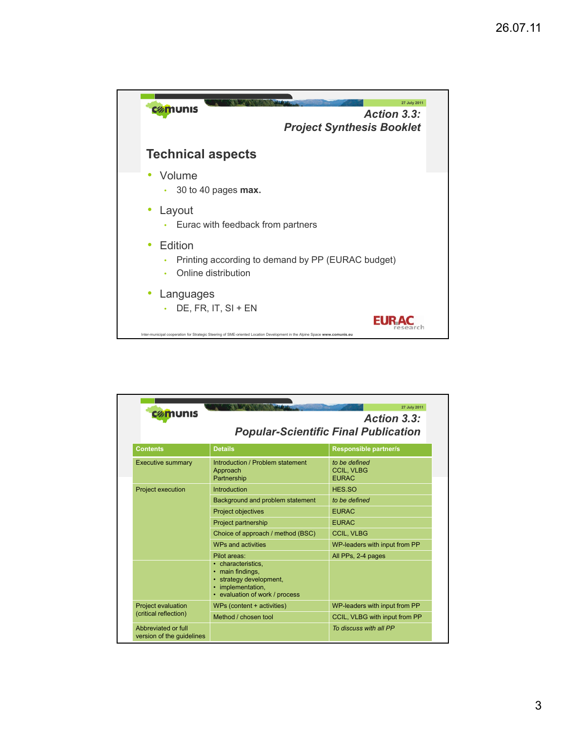27 July 2011

## Action 3.3: Project Synthesis Booklet

### Technical aspects

- Volume
  - 30 to 40 pages **max.**
- Layout
  - Eurac with feedback from partners
- Edition
  - Printing according to demand by PP (EURAC budget)
  - Online distribution
- Languages
  - DE, FR, IT, SI + EN

Inter-municipal cooperation for Strategic Steering of SME-oriented Location Development in the Alpine Space **www.comunis.eu**

27 July 2011

## Action 3.3: Popular-Scientific Final Publication

| Contents | Details | Responsible partner/s |
|---|---|---|
| Executive summary | Introduction / Problem statement<br>Approach<br>Partnership | *to be defined*<br>CCIL, VLBG<br>EURAC |
| Project execution | Introduction | HES.SO |
| | Background and problem statement | *to be defined* |
| | Project objectives | EURAC |
| | Project partnership | EURAC |
| | Choice of approach / method (BSC) | CCIL, VLBG |
| | WPs and activities | WP-leaders with input from PP |
| | Pilot areas:<br>• characteristics,<br>• main findings,<br>• strategy development,<br>• implementation,<br>• evaluation of work / process | All PPs, 2-4 pages |
| Project evaluation (critical reflection) | WPs (content + activities) | WP-leaders with input from PP |
| | Method / chosen tool | CCIL, VLBG with input from PP |
| Abbreviated or full version of the guidelines | | *To discuss with all PP* |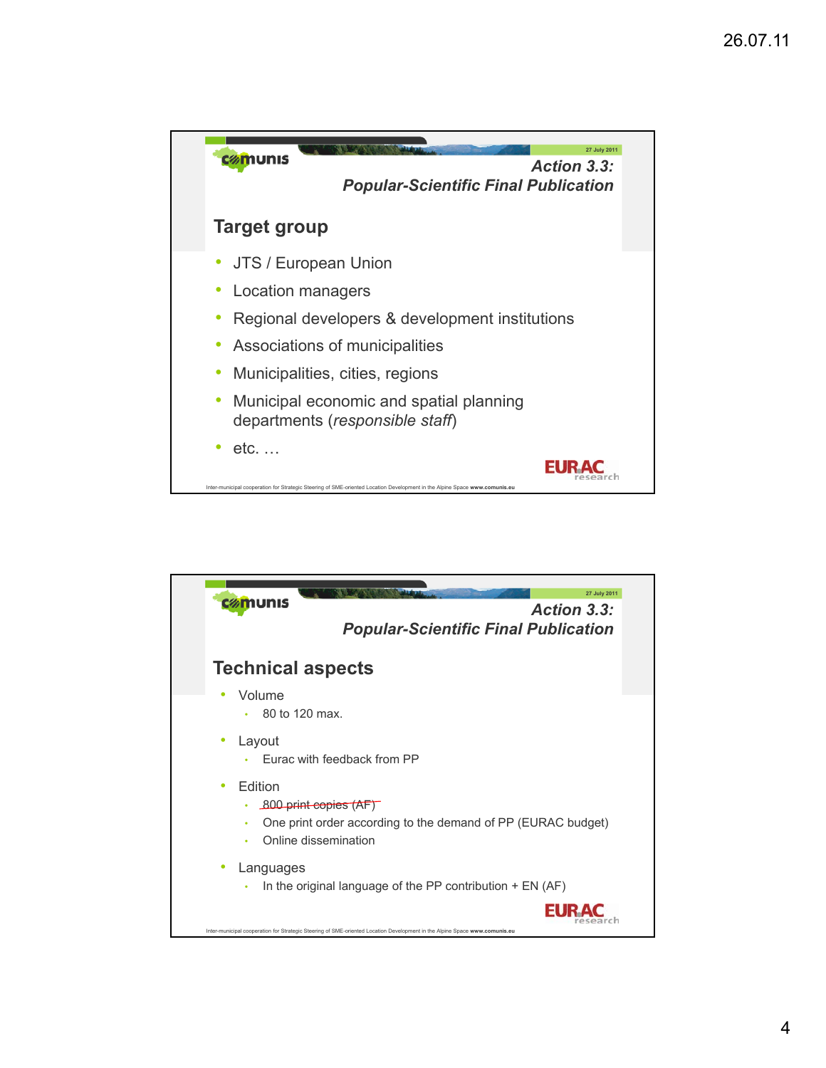## Action 3.3: Popular-Scientific Final Publication

### Target group

- JTS / European Union
- Location managers
- Regional developers & development institutions
- Associations of municipalities
- Municipalities, cities, regions
- Municipal economic and spatial planning departments (*responsible staff*)
- etc. …

EURAC research

Inter-municipal cooperation for Strategic Steering of SME-oriented Location Development in the Alpine Space **www.comunis.eu**

## Action 3.3: Popular-Scientific Final Publication

### Technical aspects

- Volume
  - 80 to 120 max.
- Layout
  - Eurac with feedback from PP
- Edition
  - ~~800 print copies (AF)~~
  - One print order according to the demand of PP (EURAC budget)
  - Online dissemination
- Languages
  - In the original language of the PP contribution + EN (AF)

EURAC research

Inter-municipal cooperation for Strategic Steering of SME-oriented Location Development in the Alpine Space **www.comunis.eu**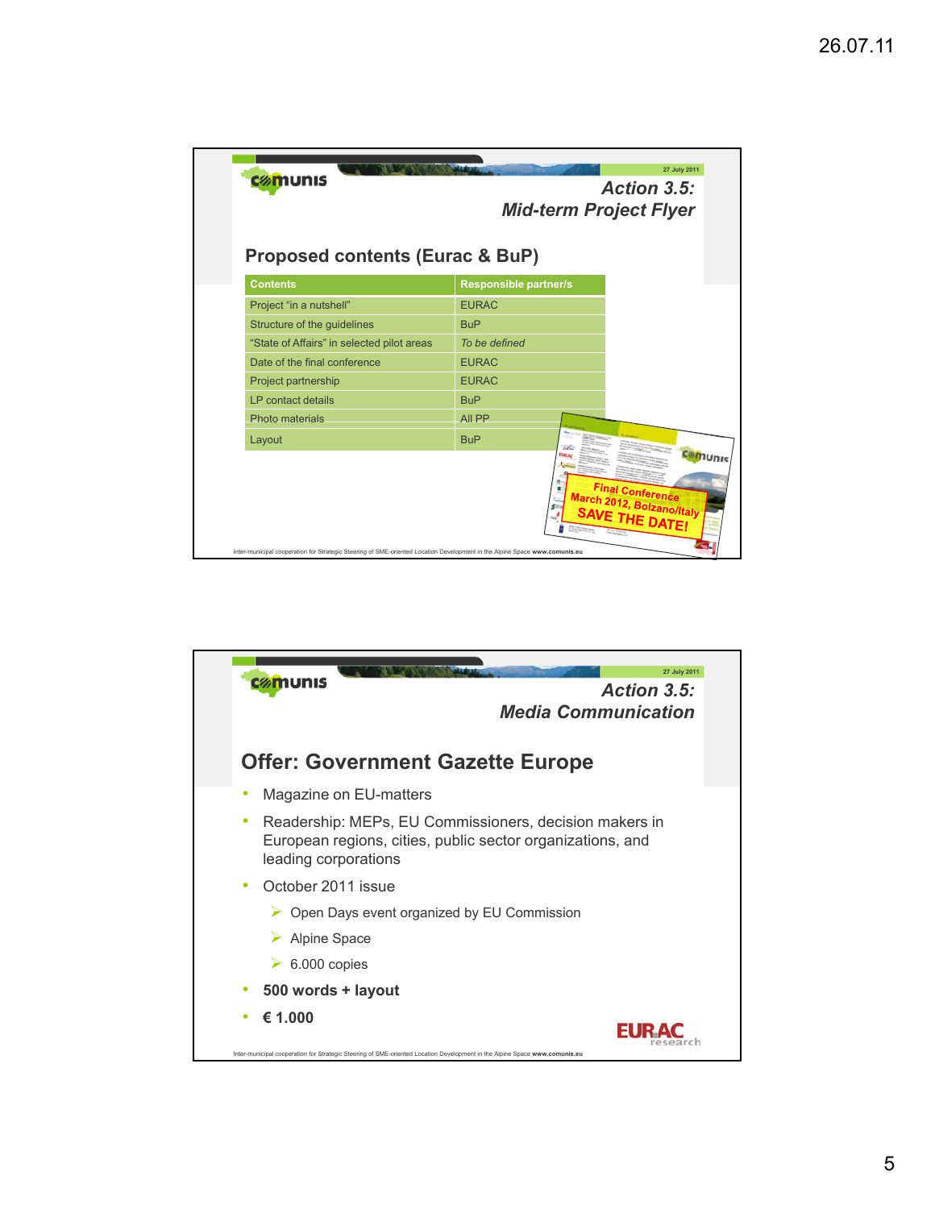## Action 3.5: Mid-term Project Flyer

27 July 2011

### Proposed contents (Eurac & BuP)

| Contents | Responsible partner/s |
|---|---|
| Project "in a nutshell" | EURAC |
| Structure of the guidelines | BuP |
| "State of Affairs" in selected pilot areas | *To be defined* |
| Date of the final conference | EURAC |
| Project partnership | EURAC |
| LP contact details | BuP |
| Photo materials | All PP |
| Layout | BuP |

Final Conference
March 2012, Bolzano/Italy
SAVE THE DATE!

Inter-municipal cooperation for Strategic Steering of SME-oriented Location Development in the Alpine Space **www.comunis.eu**

## Action 3.5: Media Communication

27 July 2011

### Offer: Government Gazette Europe

- Magazine on EU-matters
- Readership: MEPs, EU Commissioners, decision makers in European regions, cities, public sector organizations, and leading corporations
- October 2011 issue
  - Open Days event organized by EU Commission
  - Alpine Space
  - 6.000 copies
- **500 words + layout**
- **€ 1.000**

EURAC research

Inter-municipal cooperation for Strategic Steering of SME-oriented Location Development in the Alpine Space **www.comunis.eu**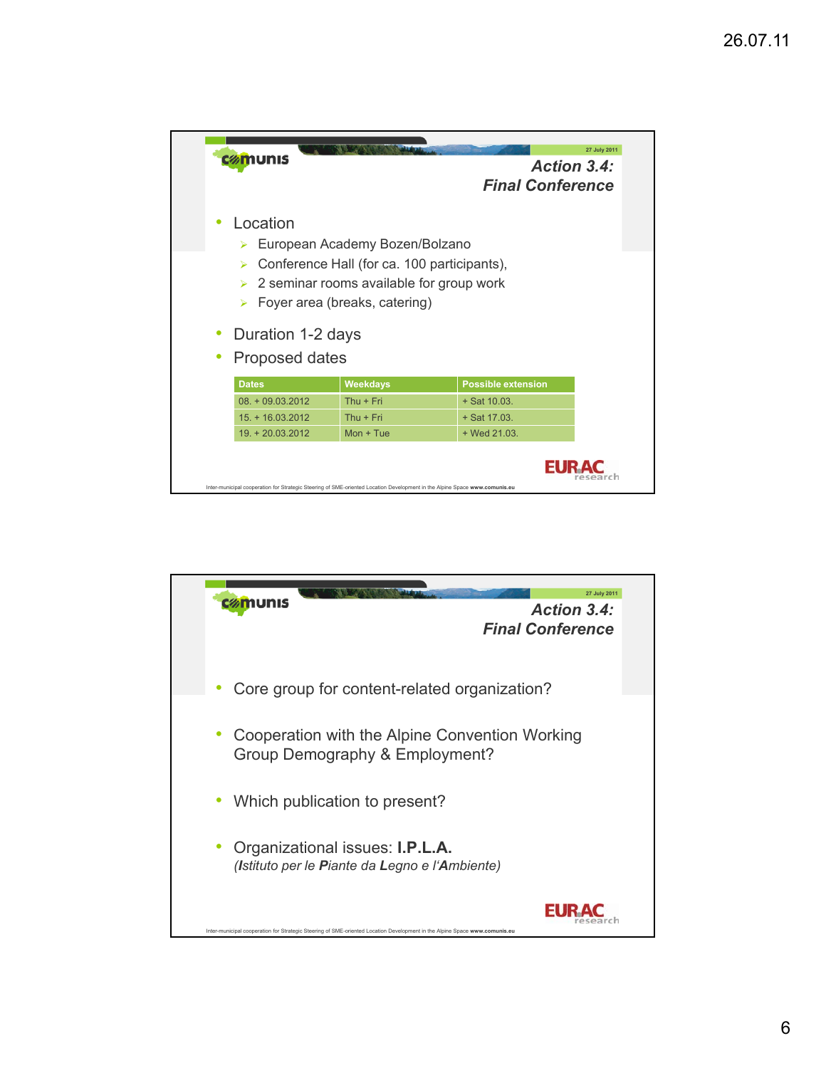## Action 3.4: Final Conference

27 July 2011

- Location
  - European Academy Bozen/Bolzano
  - Conference Hall (for ca. 100 participants),
  - 2 seminar rooms available for group work
  - Foyer area (breaks, catering)
- Duration 1-2 days
- Proposed dates

| Dates | Weekdays | Possible extension |
|---|---|---|
| 08. + 09.03.2012 | Thu + Fri | + Sat 10.03. |
| 15. + 16.03.2012 | Thu + Fri | + Sat 17.03. |
| 19. + 20.03.2012 | Mon + Tue | + Wed 21.03. |

Inter-municipal cooperation for Strategic Steering of SME-oriented Location Development in the Alpine Space **www.comunis.eu**

## Action 3.4: Final Conference

27 July 2011

- Core group for content-related organization?
- Cooperation with the Alpine Convention Working Group Demography & Employment?
- Which publication to present?
- Organizational issues: **I.P.L.A.**
  *(**I**stituto per le **P**iante da **L**egno e l'**A**mbiente)*

Inter-municipal cooperation for Strategic Steering of SME-oriented Location Development in the Alpine Space **www.comunis.eu**